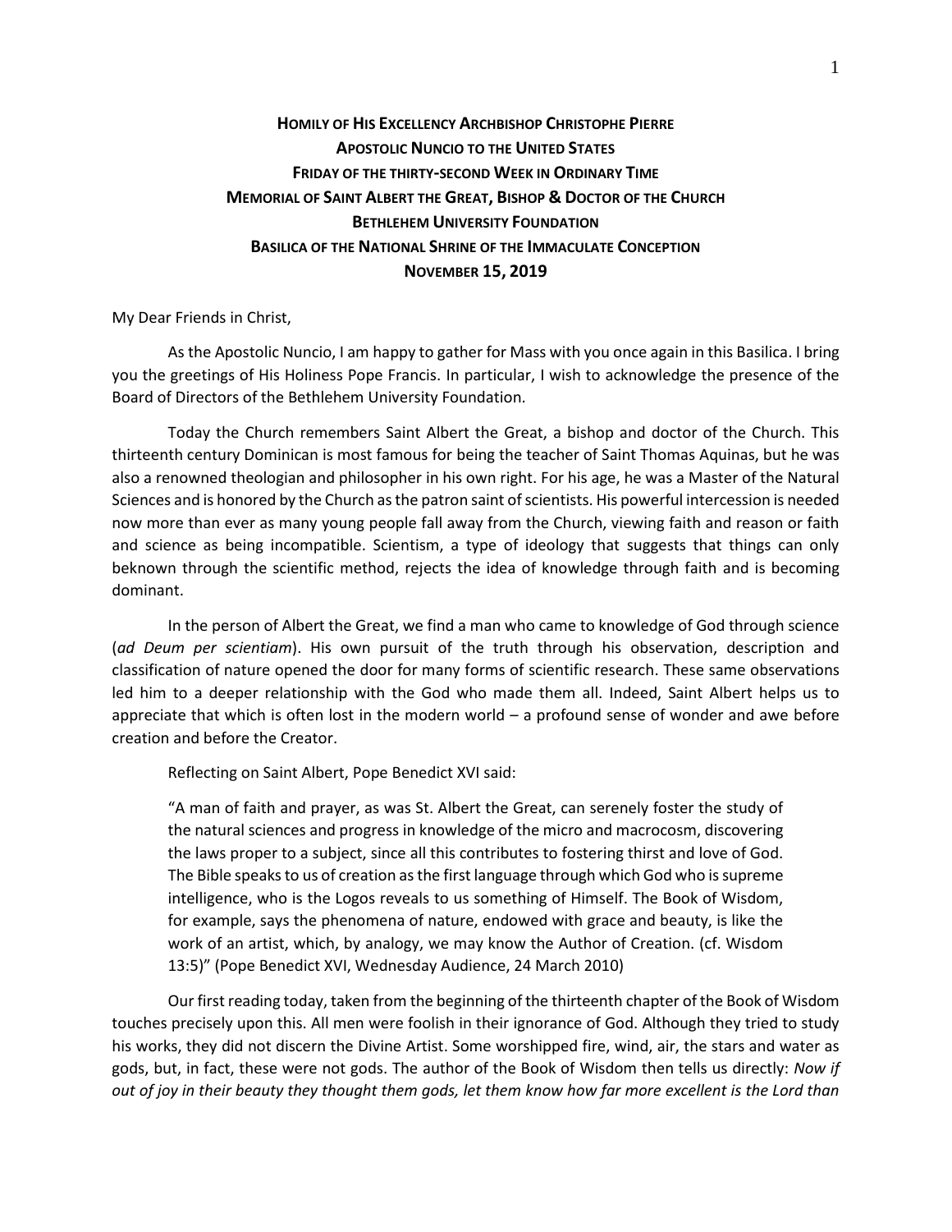# Homily of His Excellency Archbishop Christophe Pierre
## Apostolic Nuncio to the United States
## Friday of the thirty-second Week in Ordinary Time
## Memorial of Saint Albert the Great, Bishop & Doctor of the Church
## Bethlehem University Foundation
## Basilica of the National Shrine of the Immaculate Conception
## November 15, 2019

My Dear Friends in Christ,

As the Apostolic Nuncio, I am happy to gather for Mass with you once again in this Basilica. I bring you the greetings of His Holiness Pope Francis. In particular, I wish to acknowledge the presence of the Board of Directors of the Bethlehem University Foundation.

Today the Church remembers Saint Albert the Great, a bishop and doctor of the Church. This thirteenth century Dominican is most famous for being the teacher of Saint Thomas Aquinas, but he was also a renowned theologian and philosopher in his own right. For his age, he was a Master of the Natural Sciences and is honored by the Church as the patron saint of scientists. His powerful intercession is needed now more than ever as many young people fall away from the Church, viewing faith and reason or faith and science as being incompatible. Scientism, a type of ideology that suggests that things can only beknown through the scientific method, rejects the idea of knowledge through faith and is becoming dominant.

In the person of Albert the Great, we find a man who came to knowledge of God through science (*ad Deum per scientiam*). His own pursuit of the truth through his observation, description and classification of nature opened the door for many forms of scientific research. These same observations led him to a deeper relationship with the God who made them all. Indeed, Saint Albert helps us to appreciate that which is often lost in the modern world – a profound sense of wonder and awe before creation and before the Creator.

Reflecting on Saint Albert, Pope Benedict XVI said:

> "A man of faith and prayer, as was St. Albert the Great, can serenely foster the study of the natural sciences and progress in knowledge of the micro and macrocosm, discovering the laws proper to a subject, since all this contributes to fostering thirst and love of God. The Bible speaks to us of creation as the first language through which God who is supreme intelligence, who is the Logos reveals to us something of Himself. The Book of Wisdom, for example, says the phenomena of nature, endowed with grace and beauty, is like the work of an artist, which, by analogy, we may know the Author of Creation. (cf. Wisdom 13:5)" (Pope Benedict XVI, Wednesday Audience, 24 March 2010)

Our first reading today, taken from the beginning of the thirteenth chapter of the Book of Wisdom touches precisely upon this. All men were foolish in their ignorance of God. Although they tried to study his works, they did not discern the Divine Artist. Some worshipped fire, wind, air, the stars and water as gods, but, in fact, these were not gods. The author of the Book of Wisdom then tells us directly: *Now if out of joy in their beauty they thought them gods, let them know how far more excellent is the Lord than*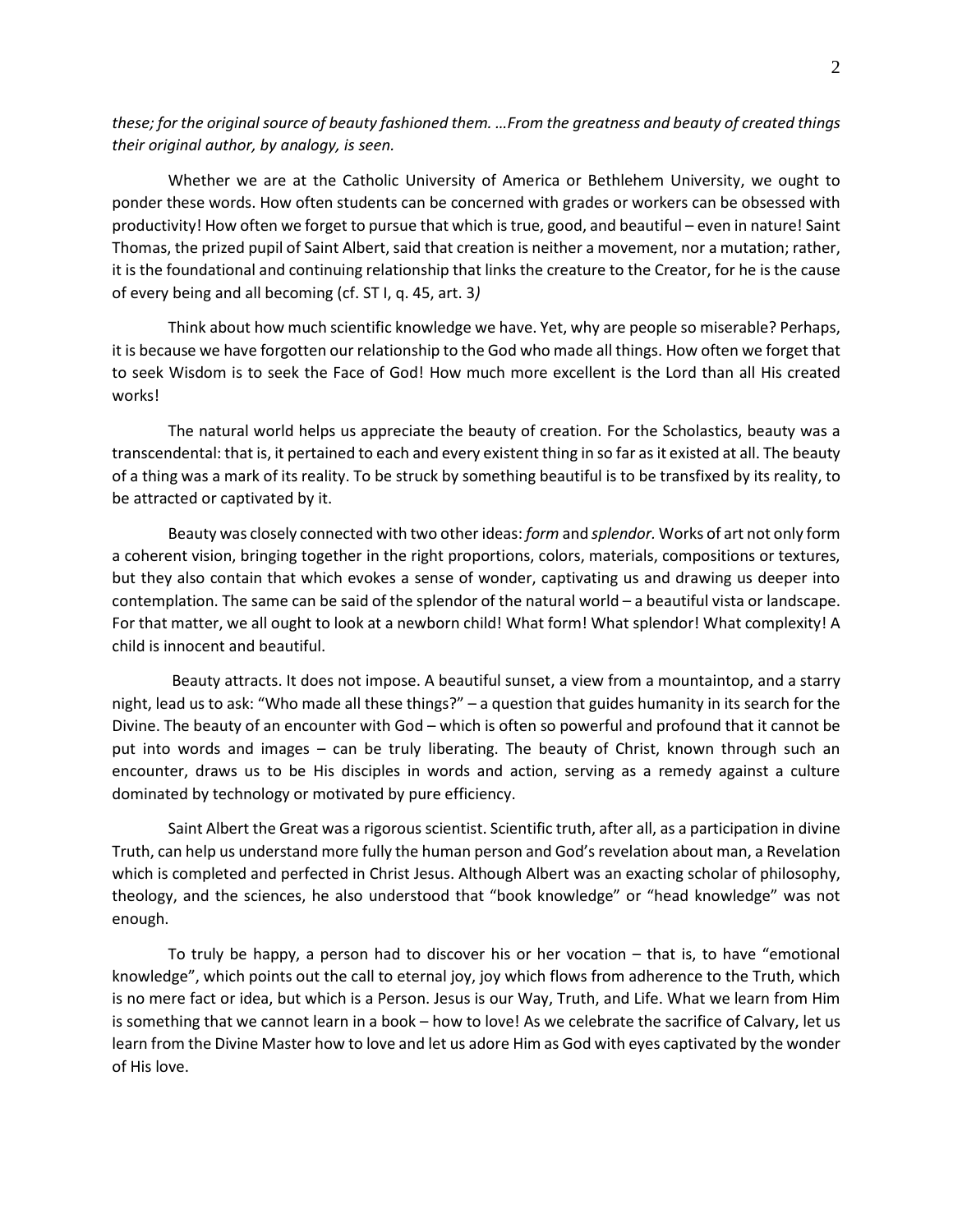*these; for the original source of beauty fashioned them. …From the greatness and beauty of created things their original author, by analogy, is seen.*

Whether we are at the Catholic University of America or Bethlehem University, we ought to ponder these words. How often students can be concerned with grades or workers can be obsessed with productivity! How often we forget to pursue that which is true, good, and beautiful – even in nature! Saint Thomas, the prized pupil of Saint Albert, said that creation is neither a movement, nor a mutation; rather, it is the foundational and continuing relationship that links the creature to the Creator, for he is the cause of every being and all becoming (cf. ST I, q. 45, art. 3*)*

Think about how much scientific knowledge we have. Yet, why are people so miserable? Perhaps, it is because we have forgotten our relationship to the God who made all things. How often we forget that to seek Wisdom is to seek the Face of God! How much more excellent is the Lord than all His created works!

The natural world helps us appreciate the beauty of creation. For the Scholastics, beauty was a transcendental: that is, it pertained to each and every existent thing in so far as it existed at all. The beauty of a thing was a mark of its reality. To be struck by something beautiful is to be transfixed by its reality, to be attracted or captivated by it.

Beauty was closely connected with two other ideas: *form* and *splendor.* Works of art not only form a coherent vision, bringing together in the right proportions, colors, materials, compositions or textures, but they also contain that which evokes a sense of wonder, captivating us and drawing us deeper into contemplation. The same can be said of the splendor of the natural world – a beautiful vista or landscape. For that matter, we all ought to look at a newborn child! What form! What splendor! What complexity! A child is innocent and beautiful.

Beauty attracts. It does not impose. A beautiful sunset, a view from a mountaintop, and a starry night, lead us to ask: "Who made all these things?" – a question that guides humanity in its search for the Divine. The beauty of an encounter with God – which is often so powerful and profound that it cannot be put into words and images – can be truly liberating. The beauty of Christ, known through such an encounter, draws us to be His disciples in words and action, serving as a remedy against a culture dominated by technology or motivated by pure efficiency.

Saint Albert the Great was a rigorous scientist. Scientific truth, after all, as a participation in divine Truth, can help us understand more fully the human person and God's revelation about man, a Revelation which is completed and perfected in Christ Jesus. Although Albert was an exacting scholar of philosophy, theology, and the sciences, he also understood that "book knowledge" or "head knowledge" was not enough.

To truly be happy, a person had to discover his or her vocation – that is, to have "emotional knowledge", which points out the call to eternal joy, joy which flows from adherence to the Truth, which is no mere fact or idea, but which is a Person. Jesus is our Way, Truth, and Life. What we learn from Him is something that we cannot learn in a book – how to love! As we celebrate the sacrifice of Calvary, let us learn from the Divine Master how to love and let us adore Him as God with eyes captivated by the wonder of His love.